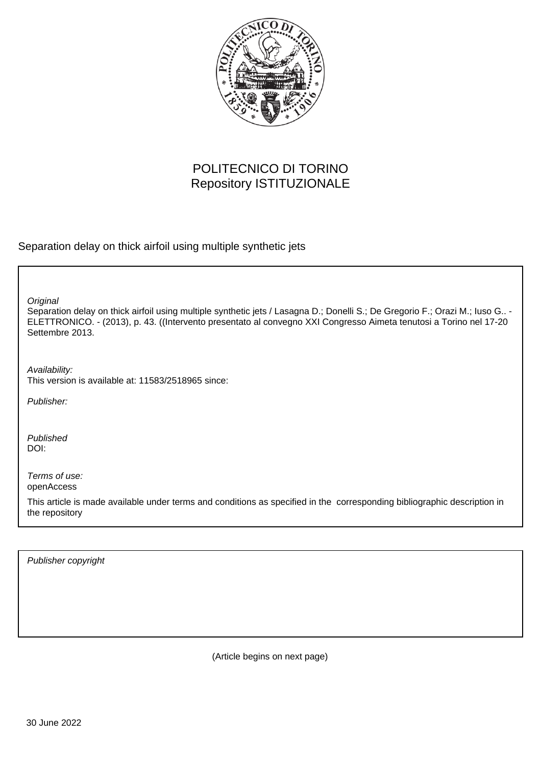POLITECNICO DI TORINO
Repository ISTITUZIONALE

Separation delay on thick airfoil using multiple synthetic jets

*Original*
Separation delay on thick airfoil using multiple synthetic jets / Lasagna D.; Donelli S.; De Gregorio F.; Orazi M.; Iuso G.. - ELETTRONICO. - (2013), p. 43. ((Intervento presentato al convegno XXI Congresso Aimeta tenutosi a Torino nel 17-20 Settembre 2013.

*Availability:*
This version is available at: 11583/2518965 since:

*Publisher:*

*Published*
DOI:

*Terms of use:*
openAccess

This article is made available under terms and conditions as specified in the corresponding bibliographic description in the repository

*Publisher copyright*

(Article begins on next page)

30 June 2022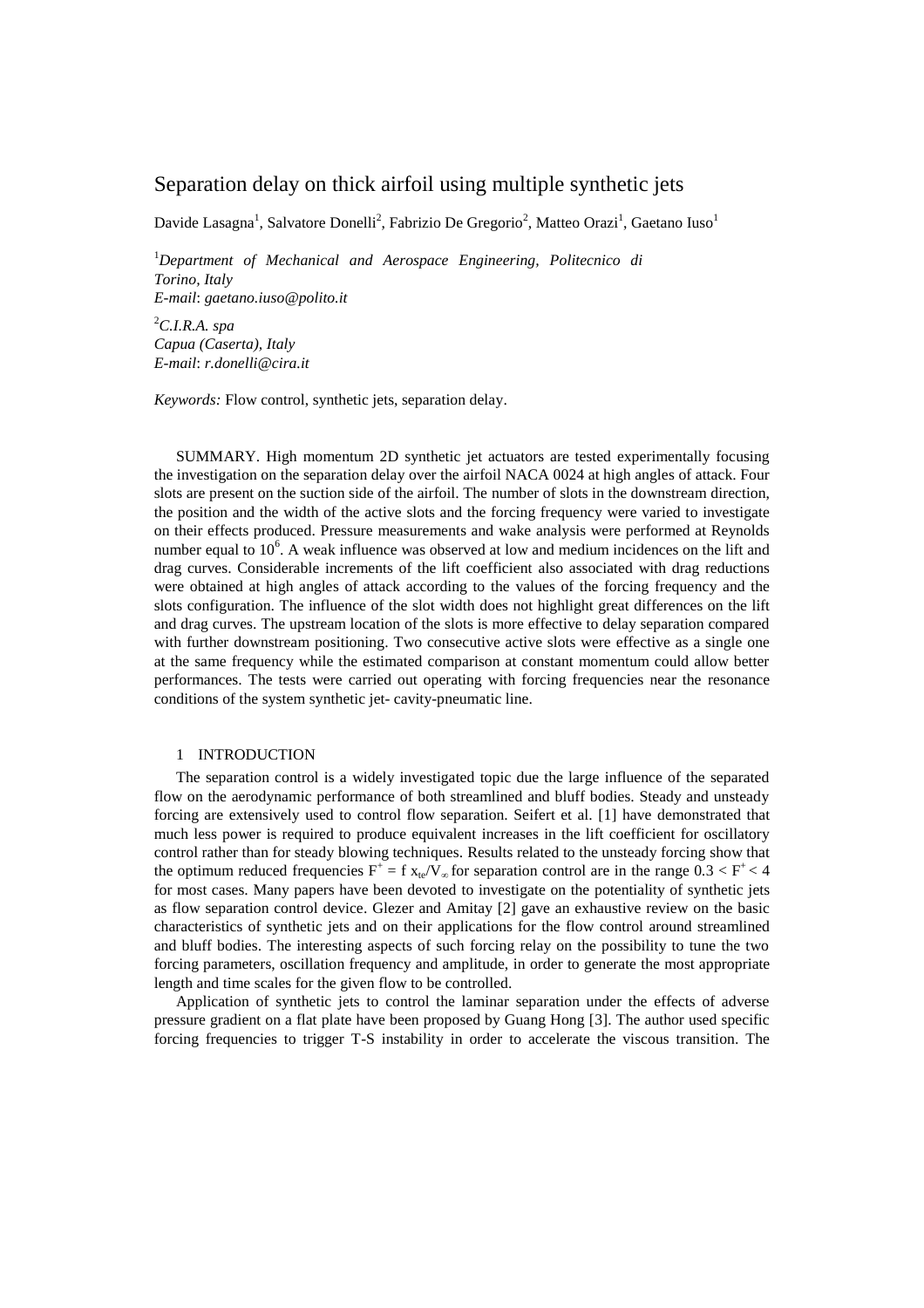# Separation delay on thick airfoil using multiple synthetic jets

Davide Lasagna[1], Salvatore Donelli[2], Fabrizio De Gregorio[2], Matteo Orazi[1], Gaetano Iuso[1]

[1]*Department of Mechanical and Aerospace Engineering, Politecnico di Torino, Italy*
*E-mail*: *gaetano.iuso@polito.it*

[2]*C.I.R.A. spa*
*Capua (Caserta), Italy*
*E-mail*: *r.donelli@cira.it*

*Keywords:* Flow control, synthetic jets, separation delay.

SUMMARY. High momentum 2D synthetic jet actuators are tested experimentally focusing the investigation on the separation delay over the airfoil NACA 0024 at high angles of attack. Four slots are present on the suction side of the airfoil. The number of slots in the downstream direction, the position and the width of the active slots and the forcing frequency were varied to investigate on their effects produced. Pressure measurements and wake analysis were performed at Reynolds number equal to $10^6$. A weak influence was observed at low and medium incidences on the lift and drag curves. Considerable increments of the lift coefficient also associated with drag reductions were obtained at high angles of attack according to the values of the forcing frequency and the slots configuration. The influence of the slot width does not highlight great differences on the lift and drag curves. The upstream location of the slots is more effective to delay separation compared with further downstream positioning. Two consecutive active slots were effective as a single one at the same frequency while the estimated comparison at constant momentum could allow better performances. The tests were carried out operating with forcing frequencies near the resonance conditions of the system synthetic jet- cavity-pneumatic line.

## 1 INTRODUCTION

The separation control is a widely investigated topic due the large influence of the separated flow on the aerodynamic performance of both streamlined and bluff bodies. Steady and unsteady forcing are extensively used to control flow separation. Seifert et al. [1] have demonstrated that much less power is required to produce equivalent increases in the lift coefficient for oscillatory control rather than for steady blowing techniques. Results related to the unsteady forcing show that the optimum reduced frequencies $F^+ = f\, x_{te}/V_\infty$ for separation control are in the range $0.3 < F^+ < 4$ for most cases. Many papers have been devoted to investigate on the potentiality of synthetic jets as flow separation control device. Glezer and Amitay [2] gave an exhaustive review on the basic characteristics of synthetic jets and on their applications for the flow control around streamlined and bluff bodies. The interesting aspects of such forcing relay on the possibility to tune the two forcing parameters, oscillation frequency and amplitude, in order to generate the most appropriate length and time scales for the given flow to be controlled.

Application of synthetic jets to control the laminar separation under the effects of adverse pressure gradient on a flat plate have been proposed by Guang Hong [3]. The author used specific forcing frequencies to trigger T-S instability in order to accelerate the viscous transition. The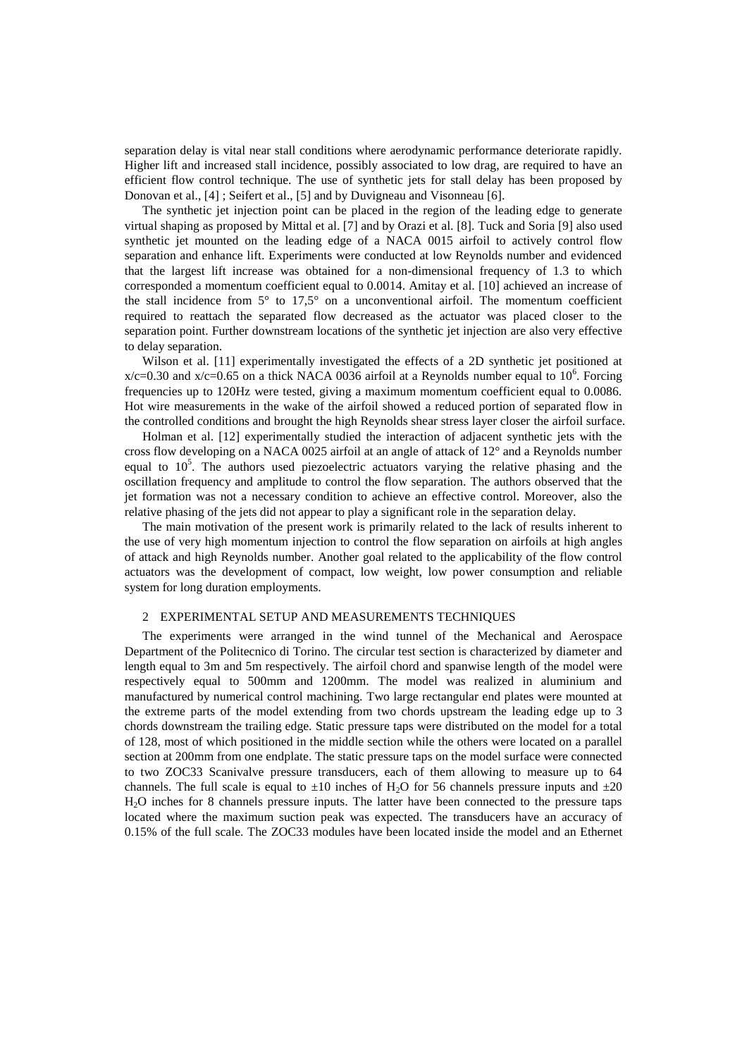separation delay is vital near stall conditions where aerodynamic performance deteriorate rapidly. Higher lift and increased stall incidence, possibly associated to low drag, are required to have an efficient flow control technique. The use of synthetic jets for stall delay has been proposed by Donovan et al., [4] ; Seifert et al., [5] and by Duvigneau and Visonneau [6].

The synthetic jet injection point can be placed in the region of the leading edge to generate virtual shaping as proposed by Mittal et al. [7] and by Orazi et al. [8]. Tuck and Soria [9] also used synthetic jet mounted on the leading edge of a NACA 0015 airfoil to actively control flow separation and enhance lift. Experiments were conducted at low Reynolds number and evidenced that the largest lift increase was obtained for a non-dimensional frequency of 1.3 to which corresponded a momentum coefficient equal to 0.0014. Amitay et al. [10] achieved an increase of the stall incidence from 5° to 17,5° on a unconventional airfoil. The momentum coefficient required to reattach the separated flow decreased as the actuator was placed closer to the separation point. Further downstream locations of the synthetic jet injection are also very effective to delay separation.

Wilson et al. [11] experimentally investigated the effects of a 2D synthetic jet positioned at $x/c=0.30$ and $x/c=0.65$ on a thick NACA 0036 airfoil at a Reynolds number equal to $10^6$. Forcing frequencies up to 120Hz were tested, giving a maximum momentum coefficient equal to 0.0086. Hot wire measurements in the wake of the airfoil showed a reduced portion of separated flow in the controlled conditions and brought the high Reynolds shear stress layer closer the airfoil surface.

Holman et al. [12] experimentally studied the interaction of adjacent synthetic jets with the cross flow developing on a NACA 0025 airfoil at an angle of attack of 12° and a Reynolds number equal to $10^5$. The authors used piezoelectric actuators varying the relative phasing and the oscillation frequency and amplitude to control the flow separation. The authors observed that the jet formation was not a necessary condition to achieve an effective control. Moreover, also the relative phasing of the jets did not appear to play a significant role in the separation delay.

The main motivation of the present work is primarily related to the lack of results inherent to the use of very high momentum injection to control the flow separation on airfoils at high angles of attack and high Reynolds number. Another goal related to the applicability of the flow control actuators was the development of compact, low weight, low power consumption and reliable system for long duration employments.

## 2 EXPERIMENTAL SETUP AND MEASUREMENTS TECHNIQUES

The experiments were arranged in the wind tunnel of the Mechanical and Aerospace Department of the Politecnico di Torino. The circular test section is characterized by diameter and length equal to 3m and 5m respectively. The airfoil chord and spanwise length of the model were respectively equal to 500mm and 1200mm. The model was realized in aluminium and manufactured by numerical control machining. Two large rectangular end plates were mounted at the extreme parts of the model extending from two chords upstream the leading edge up to 3 chords downstream the trailing edge. Static pressure taps were distributed on the model for a total of 128, most of which positioned in the middle section while the others were located on a parallel section at 200mm from one endplate. The static pressure taps on the model surface were connected to two ZOC33 Scanivalve pressure transducers, each of them allowing to measure up to 64 channels. The full scale is equal to ±10 inches of $H_2O$ for 56 channels pressure inputs and ±20 $H_2O$ inches for 8 channels pressure inputs. The latter have been connected to the pressure taps located where the maximum suction peak was expected. The transducers have an accuracy of 0.15% of the full scale. The ZOC33 modules have been located inside the model and an Ethernet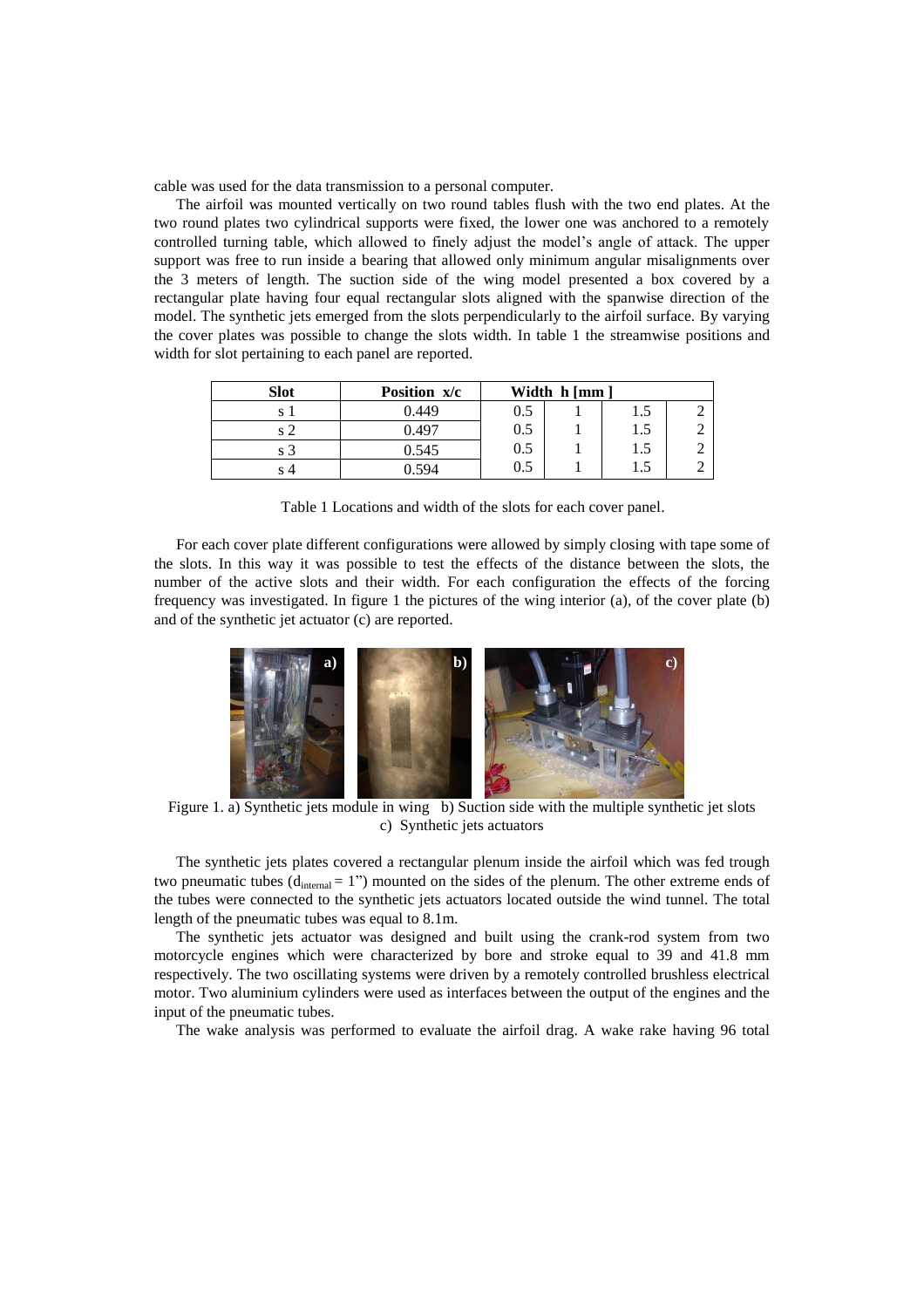cable was used for the data transmission to a personal computer.

The airfoil was mounted vertically on two round tables flush with the two end plates. At the two round plates two cylindrical supports were fixed, the lower one was anchored to a remotely controlled turning table, which allowed to finely adjust the model's angle of attack. The upper support was free to run inside a bearing that allowed only minimum angular misalignments over the 3 meters of length. The suction side of the wing model presented a box covered by a rectangular plate having four equal rectangular slots aligned with the spanwise direction of the model. The synthetic jets emerged from the slots perpendicularly to the airfoil surface. By varying the cover plates was possible to change the slots width. In table 1 the streamwise positions and width for slot pertaining to each panel are reported.

| Slot | Position x/c | Width h [mm ] | | | |
|---|---|---|---|---|---|
| s 1 | 0.449 | 0.5 | 1 | 1.5 | 2 |
| s 2 | 0.497 | 0.5 | 1 | 1.5 | 2 |
| s 3 | 0.545 | 0.5 | 1 | 1.5 | 2 |
| s 4 | 0.594 | 0.5 | 1 | 1.5 | 2 |

Table 1 Locations and width of the slots for each cover panel.

For each cover plate different configurations were allowed by simply closing with tape some of the slots. In this way it was possible to test the effects of the distance between the slots, the number of the active slots and their width. For each configuration the effects of the forcing frequency was investigated. In figure 1 the pictures of the wing interior (a), of the cover plate (b) and of the synthetic jet actuator (c) are reported.

Figure 1. a) Synthetic jets module in wing b) Suction side with the multiple synthetic jet slots c) Synthetic jets actuators

The synthetic jets plates covered a rectangular plenum inside the airfoil which was fed trough two pneumatic tubes ($d_{internal} = 1$") mounted on the sides of the plenum. The other extreme ends of the tubes were connected to the synthetic jets actuators located outside the wind tunnel. The total length of the pneumatic tubes was equal to 8.1m.

The synthetic jets actuator was designed and built using the crank-rod system from two motorcycle engines which were characterized by bore and stroke equal to 39 and 41.8 mm respectively. The two oscillating systems were driven by a remotely controlled brushless electrical motor. Two aluminium cylinders were used as interfaces between the output of the engines and the input of the pneumatic tubes.

The wake analysis was performed to evaluate the airfoil drag. A wake rake having 96 total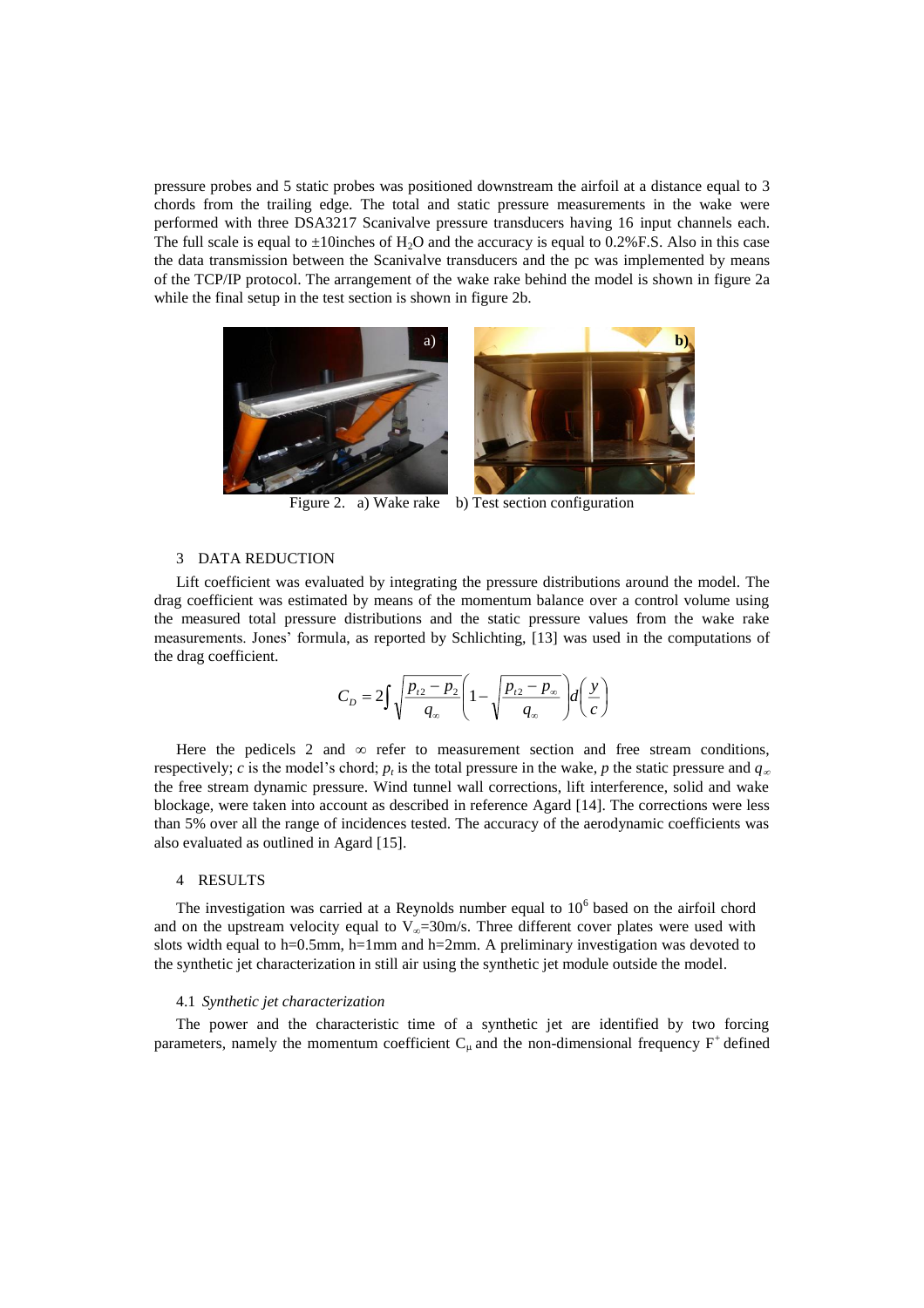pressure probes and 5 static probes was positioned downstream the airfoil at a distance equal to 3 chords from the trailing edge. The total and static pressure measurements in the wake were performed with three DSA3217 Scanivalve pressure transducers having 16 input channels each. The full scale is equal to ±10inches of $H_2O$ and the accuracy is equal to 0.2%F.S. Also in this case the data transmission between the Scanivalve transducers and the pc was implemented by means of the TCP/IP protocol. The arrangement of the wake rake behind the model is shown in figure 2a while the final setup in the test section is shown in figure 2b.

Figure 2. a) Wake rake b) Test section configuration

## 3 DATA REDUCTION

Lift coefficient was evaluated by integrating the pressure distributions around the model. The drag coefficient was estimated by means of the momentum balance over a control volume using the measured total pressure distributions and the static pressure values from the wake rake measurements. Jones' formula, as reported by Schlichting, [13] was used in the computations of the drag coefficient.

$$C_D = 2\int \sqrt{\frac{p_{t2} - p_2}{q_\infty}}\left(1 - \sqrt{\frac{p_{t2} - p_\infty}{q_\infty}}\right) d\left(\frac{y}{c}\right)$$

Here the pedicels 2 and $\infty$ refer to measurement section and free stream conditions, respectively; $c$ is the model's chord; $p_t$ is the total pressure in the wake, $p$ the static pressure and $q_\infty$ the free stream dynamic pressure. Wind tunnel wall corrections, lift interference, solid and wake blockage, were taken into account as described in reference Agard [14]. The corrections were less than 5% over all the range of incidences tested. The accuracy of the aerodynamic coefficients was also evaluated as outlined in Agard [15].

## 4 RESULTS

The investigation was carried at a Reynolds number equal to $10^6$ based on the airfoil chord and on the upstream velocity equal to $V_\infty$=30m/s. Three different cover plates were used with slots width equal to h=0.5mm, h=1mm and h=2mm. A preliminary investigation was devoted to the synthetic jet characterization in still air using the synthetic jet module outside the model.

### 4.1 *Synthetic jet characterization*

The power and the characteristic time of a synthetic jet are identified by two forcing parameters, namely the momentum coefficient $C_\mu$ and the non-dimensional frequency $F^+$ defined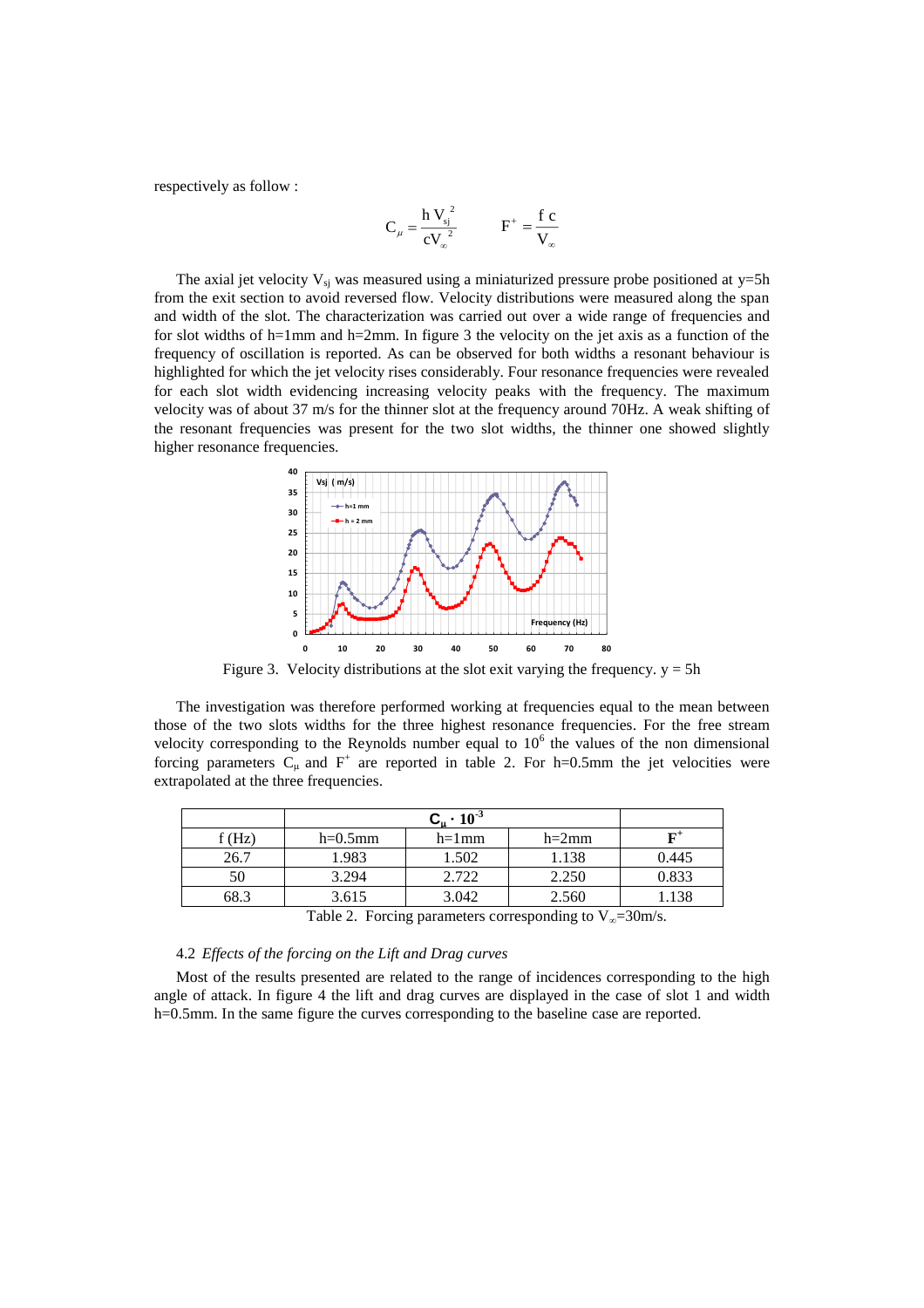respectively as follow :

$$C_\mu = \frac{h\, V_{sj}^{\;2}}{c V_\infty^{\;2}} \qquad F^+ = \frac{f\, c}{V_\infty}$$

The axial jet velocity $V_{sj}$ was measured using a miniaturized pressure probe positioned at y=5h from the exit section to avoid reversed flow. Velocity distributions were measured along the span and width of the slot. The characterization was carried out over a wide range of frequencies and for slot widths of h=1mm and h=2mm. In figure 3 the velocity on the jet axis as a function of the frequency of oscillation is reported. As can be observed for both widths a resonant behaviour is highlighted for which the jet velocity rises considerably. Four resonance frequencies were revealed for each slot width evidencing increasing velocity peaks with the frequency. The maximum velocity was of about 37 m/s for the thinner slot at the frequency around 70Hz. A weak shifting of the resonant frequencies was present for the two slot widths, the thinner one showed slightly higher resonance frequencies.

Figure 3. Velocity distributions at the slot exit varying the frequency. y = 5h

The investigation was therefore performed working at frequencies equal to the mean between those of the two slots widths for the three highest resonance frequencies. For the free stream velocity corresponding to the Reynolds number equal to $10^6$ the values of the non dimensional forcing parameters $C_\mu$ and $F^+$ are reported in table 2. For h=0.5mm the jet velocities were extrapolated at the three frequencies.

| | $C_\mu \cdot 10^{-3}$ | | | |
|---|---|---|---|---|
| f (Hz) | h=0.5mm | h=1mm | h=2mm | $F^+$ |
| 26.7 | 1.983 | 1.502 | 1.138 | 0.445 |
| 50 | 3.294 | 2.722 | 2.250 | 0.833 |
| 68.3 | 3.615 | 3.042 | 2.560 | 1.138 |

Table 2. Forcing parameters corresponding to $V_\infty$=30m/s.

### 4.2 *Effects of the forcing on the Lift and Drag curves*

Most of the results presented are related to the range of incidences corresponding to the high angle of attack. In figure 4 the lift and drag curves are displayed in the case of slot 1 and width h=0.5mm. In the same figure the curves corresponding to the baseline case are reported.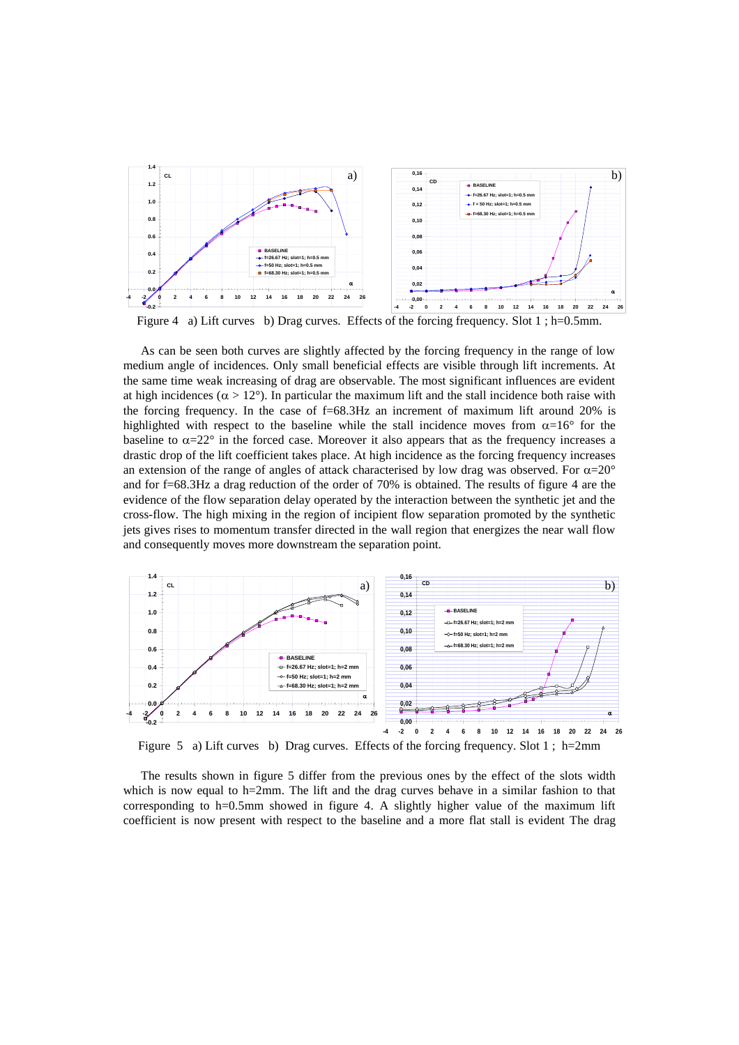Figure 4 a) Lift curves b) Drag curves. Effects of the forcing frequency. Slot 1 ; h=0.5mm.

As can be seen both curves are slightly affected by the forcing frequency in the range of low medium angle of incidences. Only small beneficial effects are visible through lift increments. At the same time weak increasing of drag are observable. The most significant influences are evident at high incidences ($\alpha > 12°$). In particular the maximum lift and the stall incidence both raise with the forcing frequency. In the case of f=68.3Hz an increment of maximum lift around 20% is highlighted with respect to the baseline while the stall incidence moves from $\alpha$=16° for the baseline to $\alpha$=22° in the forced case. Moreover it also appears that as the frequency increases a drastic drop of the lift coefficient takes place. At high incidence as the forcing frequency increases an extension of the range of angles of attack characterised by low drag was observed. For $\alpha$=20° and for f=68.3Hz a drag reduction of the order of 70% is obtained. The results of figure 4 are the evidence of the flow separation delay operated by the interaction between the synthetic jet and the cross-flow. The high mixing in the region of incipient flow separation promoted by the synthetic jets gives rises to momentum transfer directed in the wall region that energizes the near wall flow and consequently moves more downstream the separation point.

Figure 5 a) Lift curves b) Drag curves. Effects of the forcing frequency. Slot 1 ; h=2mm

The results shown in figure 5 differ from the previous ones by the effect of the slots width which is now equal to h=2mm. The lift and the drag curves behave in a similar fashion to that corresponding to h=0.5mm showed in figure 4. A slightly higher value of the maximum lift coefficient is now present with respect to the baseline and a more flat stall is evident The drag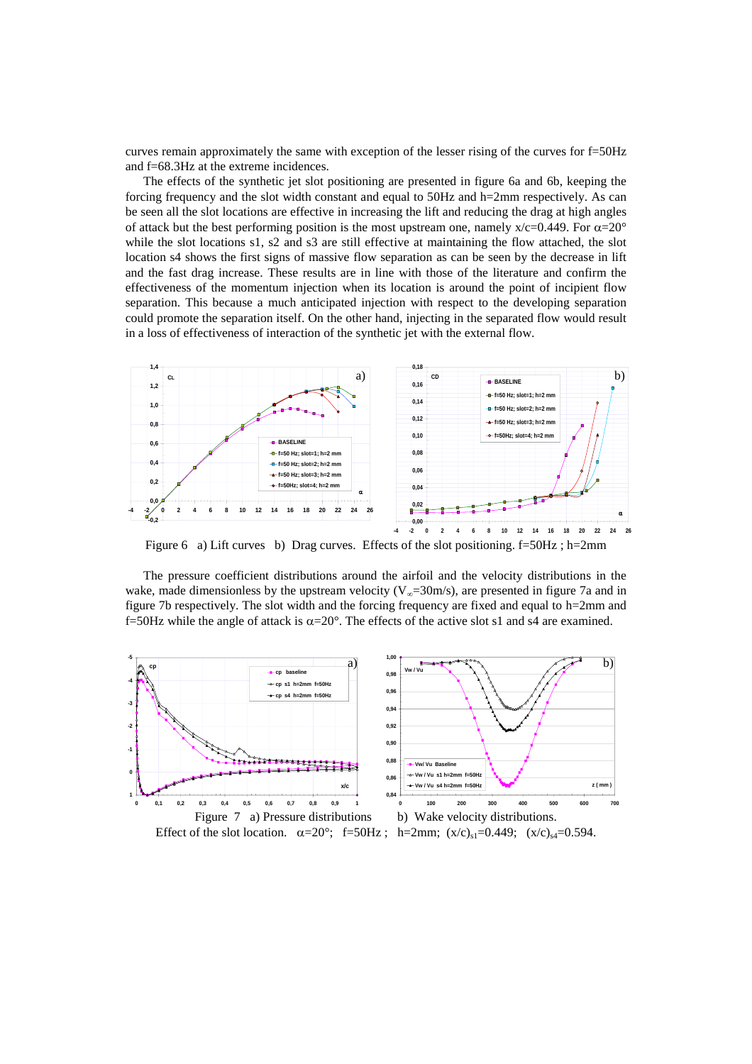curves remain approximately the same with exception of the lesser rising of the curves for f=50Hz and f=68.3Hz at the extreme incidences.

The effects of the synthetic jet slot positioning are presented in figure 6a and 6b, keeping the forcing frequency and the slot width constant and equal to 50Hz and h=2mm respectively. As can be seen all the slot locations are effective in increasing the lift and reducing the drag at high angles of attack but the best performing position is the most upstream one, namely x/c=0.449. For $\alpha$=20° while the slot locations s1, s2 and s3 are still effective at maintaining the flow attached, the slot location s4 shows the first signs of massive flow separation as can be seen by the decrease in lift and the fast drag increase. These results are in line with those of the literature and confirm the effectiveness of the momentum injection when its location is around the point of incipient flow separation. This because a much anticipated injection with respect to the developing separation could promote the separation itself. On the other hand, injecting in the separated flow would result in a loss of effectiveness of interaction of the synthetic jet with the external flow.

Figure 6 a) Lift curves b) Drag curves. Effects of the slot positioning. f=50Hz ; h=2mm

The pressure coefficient distributions around the airfoil and the velocity distributions in the wake, made dimensionless by the upstream velocity ($V_\infty$=30m/s), are presented in figure 7a and in figure 7b respectively. The slot width and the forcing frequency are fixed and equal to h=2mm and f=50Hz while the angle of attack is $\alpha$=20°. The effects of the active slot s1 and s4 are examined.

Figure 7 a) Pressure distributions b) Wake velocity distributions.
Effect of the slot location. $\alpha$=20°; f=50Hz ; h=2mm; $(x/c)_{s1}$=0.449; $(x/c)_{s4}$=0.594.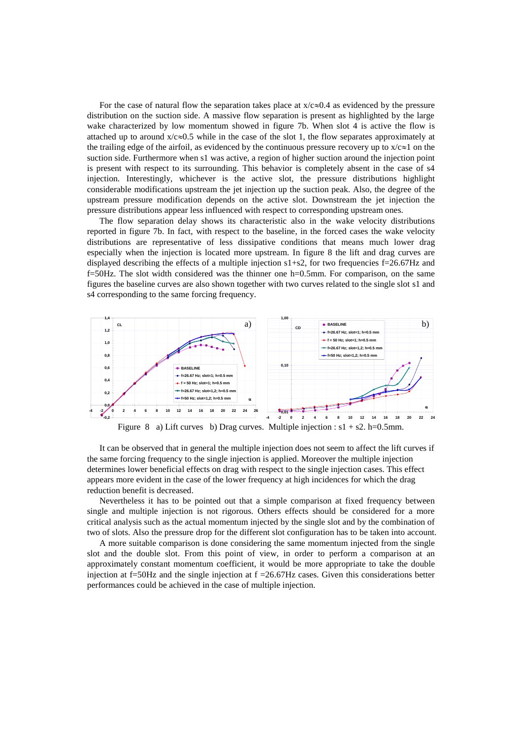For the case of natural flow the separation takes place at $x/c \approx 0.4$ as evidenced by the pressure distribution on the suction side. A massive flow separation is present as highlighted by the large wake characterized by low momentum showed in figure 7b. When slot 4 is active the flow is attached up to around $x/c \approx 0.5$ while in the case of the slot 1, the flow separates approximately at the trailing edge of the airfoil, as evidenced by the continuous pressure recovery up to $x/c \approx 1$ on the suction side. Furthermore when s1 was active, a region of higher suction around the injection point is present with respect to its surrounding. This behavior is completely absent in the case of s4 injection. Interestingly, whichever is the active slot, the pressure distributions highlight considerable modifications upstream the jet injection up the suction peak. Also, the degree of the upstream pressure modification depends on the active slot. Downstream the jet injection the pressure distributions appear less influenced with respect to corresponding upstream ones.

The flow separation delay shows its characteristic also in the wake velocity distributions reported in figure 7b. In fact, with respect to the baseline, in the forced cases the wake velocity distributions are representative of less dissipative conditions that means much lower drag especially when the injection is located more upstream. In figure 8 the lift and drag curves are displayed describing the effects of a multiple injection s1+s2, for two frequencies f=26.67Hz and f=50Hz. The slot width considered was the thinner one h=0.5mm. For comparison, on the same figures the baseline curves are also shown together with two curves related to the single slot s1 and s4 corresponding to the same forcing frequency.

Figure 8 a) Lift curves b) Drag curves. Multiple injection : s1 + s2. h=0.5mm.

It can be observed that in general the multiple injection does not seem to affect the lift curves if the same forcing frequency to the single injection is applied. Moreover the multiple injection determines lower beneficial effects on drag with respect to the single injection cases. This effect appears more evident in the case of the lower frequency at high incidences for which the drag reduction benefit is decreased.

Nevertheless it has to be pointed out that a simple comparison at fixed frequency between single and multiple injection is not rigorous. Others effects should be considered for a more critical analysis such as the actual momentum injected by the single slot and by the combination of two of slots. Also the pressure drop for the different slot configuration has to be taken into account.

A more suitable comparison is done considering the same momentum injected from the single slot and the double slot. From this point of view, in order to perform a comparison at an approximately constant momentum coefficient, it would be more appropriate to take the double injection at f=50Hz and the single injection at f =26.67Hz cases. Given this considerations better performances could be achieved in the case of multiple injection.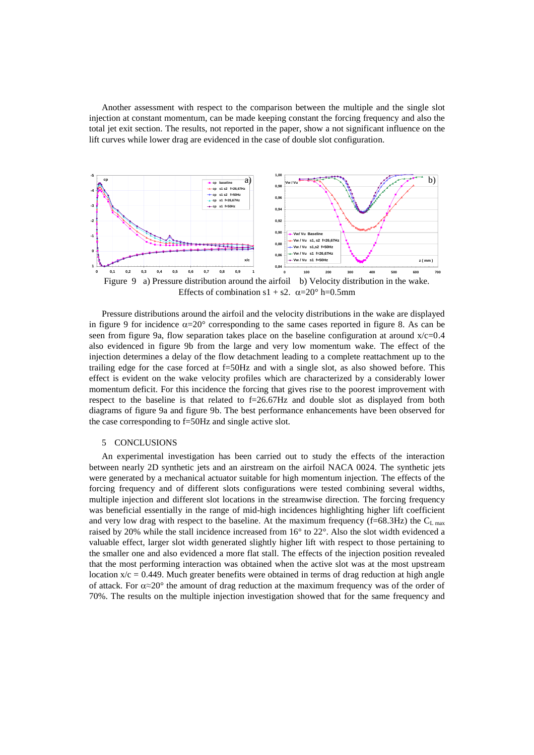Another assessment with respect to the comparison between the multiple and the single slot injection at constant momentum, can be made keeping constant the forcing frequency and also the total jet exit section. The results, not reported in the paper, show a not significant influence on the lift curves while lower drag are evidenced in the case of double slot configuration.

Figure 9 a) Pressure distribution around the airfoil b) Velocity distribution in the wake. Effects of combination s1 + s2. $\alpha$=20° h=0.5mm

Pressure distributions around the airfoil and the velocity distributions in the wake are displayed in figure 9 for incidence $\alpha$=20° corresponding to the same cases reported in figure 8. As can be seen from figure 9a, flow separation takes place on the baseline configuration at around x/c=0.4 also evidenced in figure 9b from the large and very low momentum wake. The effect of the injection determines a delay of the flow detachment leading to a complete reattachment up to the trailing edge for the case forced at f=50Hz and with a single slot, as also showed before. This effect is evident on the wake velocity profiles which are characterized by a considerably lower momentum deficit. For this incidence the forcing that gives rise to the poorest improvement with respect to the baseline is that related to f=26.67Hz and double slot as displayed from both diagrams of figure 9a and figure 9b. The best performance enhancements have been observed for the case corresponding to f=50Hz and single active slot.

## 5 CONCLUSIONS

An experimental investigation has been carried out to study the effects of the interaction between nearly 2D synthetic jets and an airstream on the airfoil NACA 0024. The synthetic jets were generated by a mechanical actuator suitable for high momentum injection. The effects of the forcing frequency and of different slots configurations were tested combining several widths, multiple injection and different slot locations in the streamwise direction. The forcing frequency was beneficial essentially in the range of mid-high incidences highlighting higher lift coefficient and very low drag with respect to the baseline. At the maximum frequency (f=68.3Hz) the $C_{L\ max}$ raised by 20% while the stall incidence increased from 16° to 22°. Also the slot width evidenced a valuable effect, larger slot width generated slightly higher lift with respect to those pertaining to the smaller one and also evidenced a more flat stall. The effects of the injection position revealed that the most performing interaction was obtained when the active slot was at the most upstream location x/c = 0.449. Much greater benefits were obtained in terms of drag reduction at high angle of attack. For $\alpha\approx$20° the amount of drag reduction at the maximum frequency was of the order of 70%. The results on the multiple injection investigation showed that for the same frequency and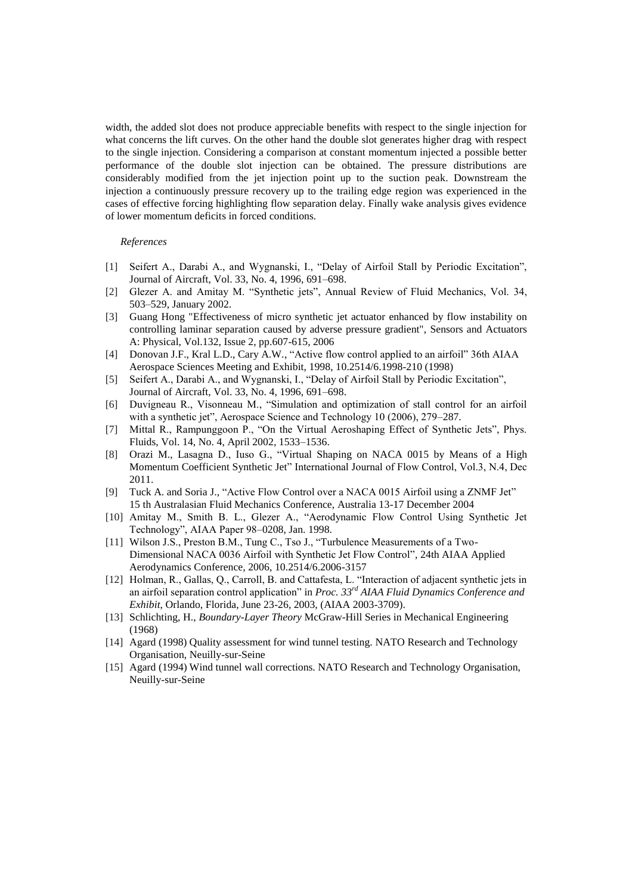width, the added slot does not produce appreciable benefits with respect to the single injection for what concerns the lift curves. On the other hand the double slot generates higher drag with respect to the single injection. Considering a comparison at constant momentum injected a possible better performance of the double slot injection can be obtained. The pressure distributions are considerably modified from the jet injection point up to the suction peak. Downstream the injection a continuously pressure recovery up to the trailing edge region was experienced in the cases of effective forcing highlighting flow separation delay. Finally wake analysis gives evidence of lower momentum deficits in forced conditions.

*References*

[1] Seifert A., Darabi A., and Wygnanski, I., "Delay of Airfoil Stall by Periodic Excitation", Journal of Aircraft, Vol. 33, No. 4, 1996, 691–698.

[2] Glezer A. and Amitay M. "Synthetic jets", Annual Review of Fluid Mechanics, Vol. 34, 503–529, January 2002.

[3] Guang Hong "Effectiveness of micro synthetic jet actuator enhanced by flow instability on controlling laminar separation caused by adverse pressure gradient", Sensors and Actuators A: Physical, Vol.132, Issue 2, pp.607-615, 2006

[4] Donovan J.F., Kral L.D., Cary A.W., "Active flow control applied to an airfoil" 36th AIAA Aerospace Sciences Meeting and Exhibit, 1998, 10.2514/6.1998-210 (1998)

[5] Seifert A., Darabi A., and Wygnanski, I., "Delay of Airfoil Stall by Periodic Excitation", Journal of Aircraft, Vol. 33, No. 4, 1996, 691–698.

[6] Duvigneau R., Visonneau M., "Simulation and optimization of stall control for an airfoil with a synthetic jet", Aerospace Science and Technology 10 (2006), 279–287.

[7] Mittal R., Rampunggoon P., "On the Virtual Aeroshaping Effect of Synthetic Jets", Phys. Fluids, Vol. 14, No. 4, April 2002, 1533–1536.

[8] Orazi M., Lasagna D., Iuso G., "Virtual Shaping on NACA 0015 by Means of a High Momentum Coefficient Synthetic Jet" International Journal of Flow Control, Vol.3, N.4, Dec 2011.

[9] Tuck A. and Soria J., "Active Flow Control over a NACA 0015 Airfoil using a ZNMF Jet" 15 th Australasian Fluid Mechanics Conference, Australia 13-17 December 2004

[10] Amitay M., Smith B. L., Glezer A., "Aerodynamic Flow Control Using Synthetic Jet Technology", AIAA Paper 98–0208, Jan. 1998.

[11] Wilson J.S., Preston B.M., Tung C., Tso J., "Turbulence Measurements of a Two-Dimensional NACA 0036 Airfoil with Synthetic Jet Flow Control", 24th AIAA Applied Aerodynamics Conference, 2006, 10.2514/6.2006-3157

[12] Holman, R., Gallas, Q., Carroll, B. and Cattafesta, L. "Interaction of adjacent synthetic jets in an airfoil separation control application" in *Proc. 33rd AIAA Fluid Dynamics Conference and Exhibit*, Orlando, Florida, June 23-26, 2003, (AIAA 2003-3709).

[13] Schlichting, H., *Boundary-Layer Theory* McGraw-Hill Series in Mechanical Engineering (1968)

[14] Agard (1998) Quality assessment for wind tunnel testing. NATO Research and Technology Organisation, Neuilly-sur-Seine

[15] Agard (1994) Wind tunnel wall corrections. NATO Research and Technology Organisation, Neuilly-sur-Seine